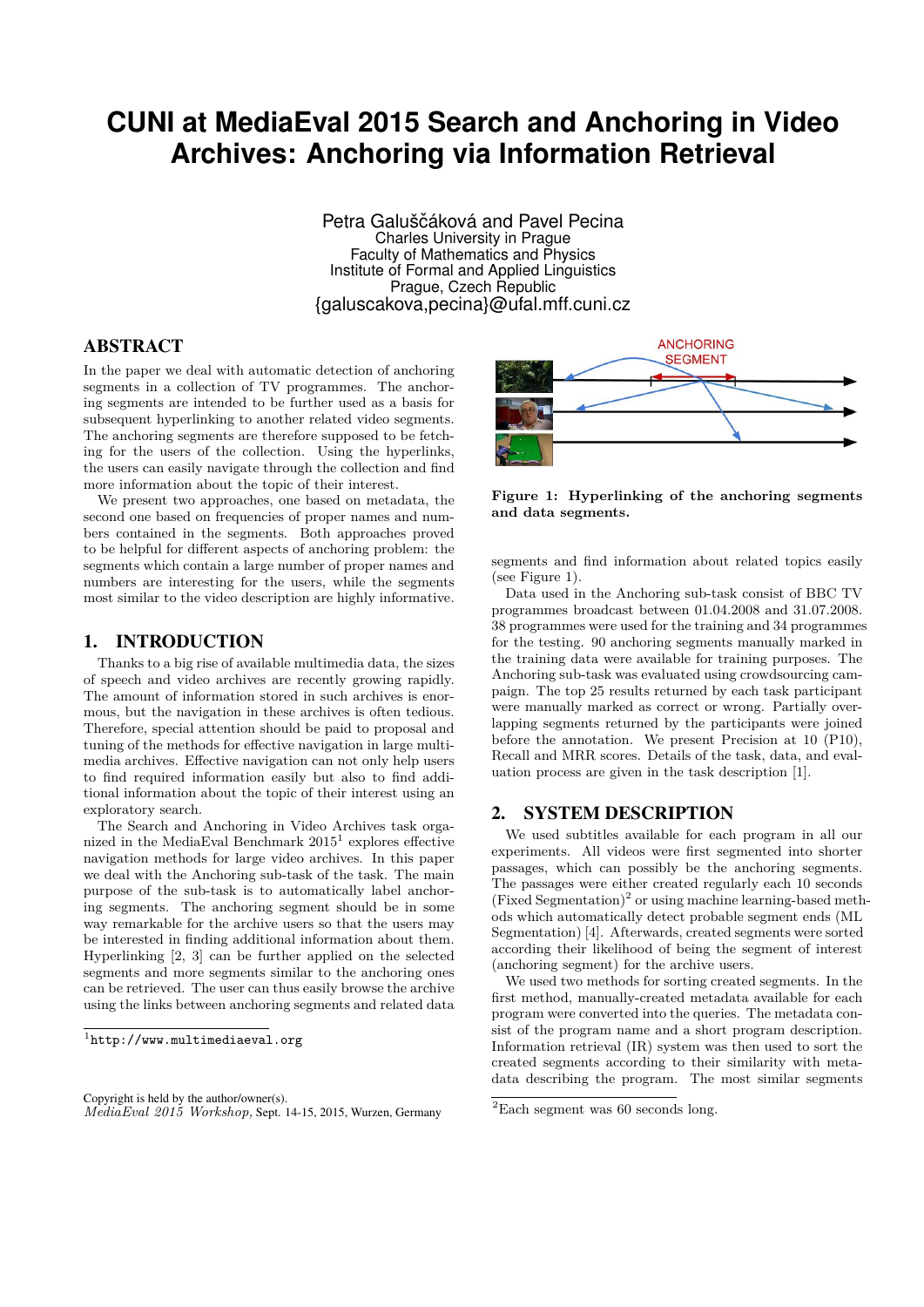# CUNI at MediaEval 2015 Search and Anchoring in Video Archives: Anchoring via Information Retrieval

Petra Galuščáková and Pavel Pecina
Charles University in Prague
Faculty of Mathematics and Physics
Institute of Formal and Applied Linguistics
Prague, Czech Republic
{galuscakova,pecina}@ufal.mff.cuni.cz

## ABSTRACT

In the paper we deal with automatic detection of anchoring segments in a collection of TV programmes. The anchoring segments are intended to be further used as a basis for subsequent hyperlinking to another related video segments. The anchoring segments are therefore supposed to be fetching for the users of the collection. Using the hyperlinks, the users can easily navigate through the collection and find more information about the topic of their interest.

We present two approaches, one based on metadata, the second one based on frequencies of proper names and numbers contained in the segments. Both approaches proved to be helpful for different aspects of anchoring problem: the segments which contain a large number of proper names and numbers are interesting for the users, while the segments most similar to the video description are highly informative.

## 1. INTRODUCTION

Thanks to a big rise of available multimedia data, the sizes of speech and video archives are recently growing rapidly. The amount of information stored in such archives is enormous, but the navigation in these archives is often tedious. Therefore, special attention should be paid to proposal and tuning of the methods for effective navigation in large multimedia archives. Effective navigation can not only help users to find required information easily but also to find additional information about the topic of their interest using an exploratory search.

The Search and Anchoring in Video Archives task organized in the MediaEval Benchmark 2015[1] explores effective navigation methods for large video archives. In this paper we deal with the Anchoring sub-task of the task. The main purpose of the sub-task is to automatically label anchoring segments. The anchoring segment should be in some way remarkable for the archive users so that the users may be interested in finding additional information about them. Hyperlinking [2, 3] can be further applied on the selected segments and more segments similar to the anchoring ones can be retrieved. The user can thus easily browse the archive using the links between anchoring segments and related data segments and find information about related topics easily (see Figure 1).

**Figure 1: Hyperlinking of the anchoring segments and data segments.**

Data used in the Anchoring sub-task consist of BBC TV programmes broadcast between 01.04.2008 and 31.07.2008. 38 programmes were used for the training and 34 programmes for the testing. 90 anchoring segments manually marked in the training data were available for training purposes. The Anchoring sub-task was evaluated using crowdsourcing campaign. The top 25 results returned by each task participant were manually marked as correct or wrong. Partially overlapping segments returned by the participants were joined before the annotation. We present Precision at 10 (P10), Recall and MRR scores. Details of the task, data, and evaluation process are given in the task description [1].

## 2. SYSTEM DESCRIPTION

We used subtitles available for each program in all our experiments. All videos were first segmented into shorter passages, which can possibly be the anchoring segments. The passages were either created regularly each 10 seconds (Fixed Segmentation)[2] or using machine learning-based methods which automatically detect probable segment ends (ML Segmentation) [4]. Afterwards, created segments were sorted according their likelihood of being the segment of interest (anchoring segment) for the archive users.

We used two methods for sorting created segments. In the first method, manually-created metadata available for each program were converted into the queries. The metadata consist of the program name and a short program description. Information retrieval (IR) system was then used to sort the created segments according to their similarity with metadata describing the program. The most similar segments

[1] http://www.multimediaeval.org

[2] Each segment was 60 seconds long.

Copyright is held by the author/owner(s).
*MediaEval 2015 Workshop,* Sept. 14-15, 2015, Wurzen, Germany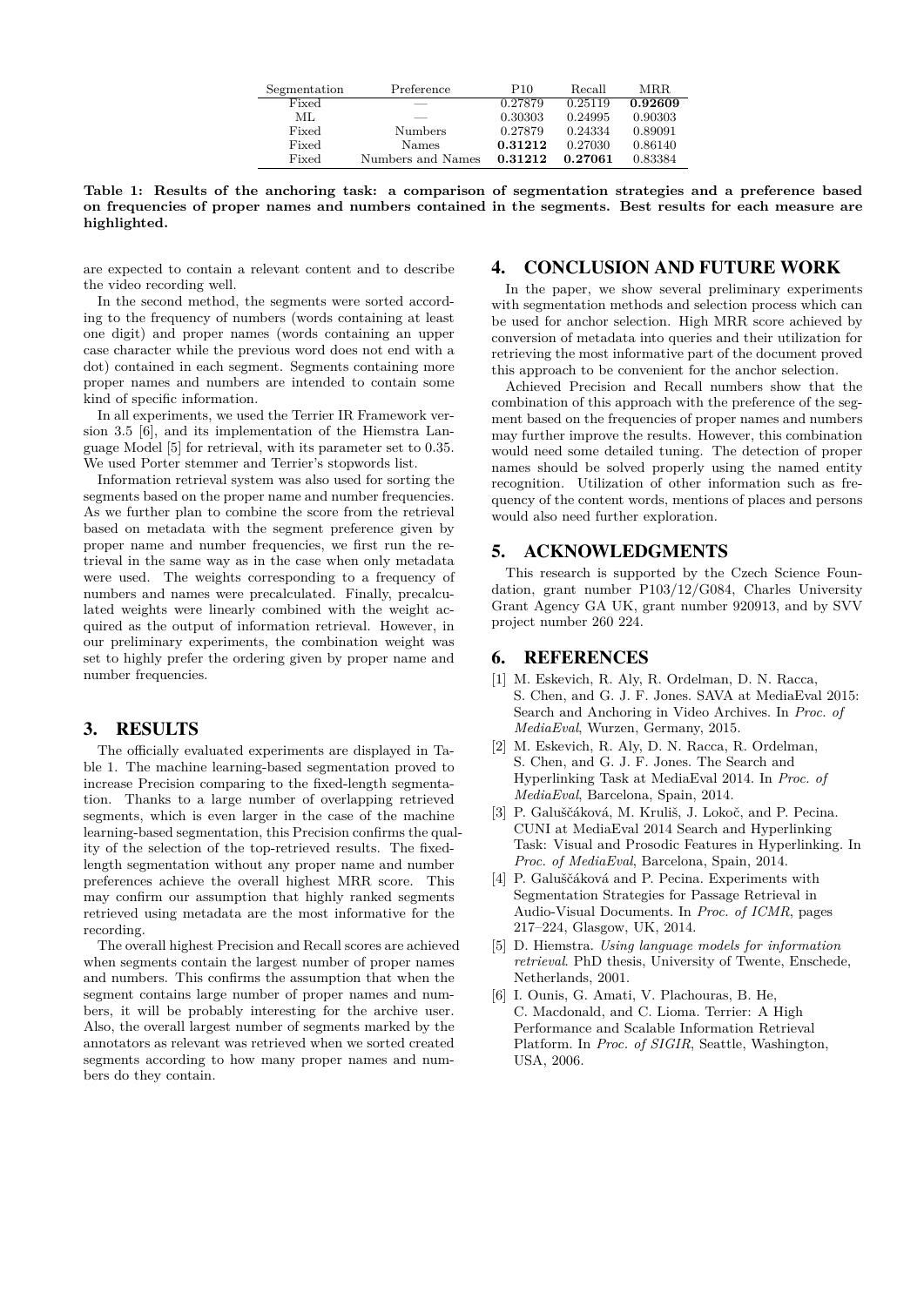| Segmentation | Preference | P10 | Recall | MRR |
|---|---|---|---|---|
| Fixed | — | 0.27879 | 0.25119 | **0.92609** |
| ML | — | 0.30303 | 0.24995 | 0.90303 |
| Fixed | Numbers | 0.27879 | 0.24334 | 0.89091 |
| Fixed | Names | **0.31212** | 0.27030 | 0.86140 |
| Fixed | Numbers and Names | **0.31212** | **0.27061** | 0.83384 |

**Table 1: Results of the anchoring task: a comparison of segmentation strategies and a preference based on frequencies of proper names and numbers contained in the segments. Best results for each measure are highlighted.**

are expected to contain a relevant content and to describe the video recording well.

In the second method, the segments were sorted according to the frequency of numbers (words containing at least one digit) and proper names (words containing an upper case character while the previous word does not end with a dot) contained in each segment. Segments containing more proper names and numbers are intended to contain some kind of specific information.

In all experiments, we used the Terrier IR Framework version 3.5 [6], and its implementation of the Hiemstra Language Model [5] for retrieval, with its parameter set to 0.35. We used Porter stemmer and Terrier's stopwords list.

Information retrieval system was also used for sorting the segments based on the proper name and number frequencies. As we further plan to combine the score from the retrieval based on metadata with the segment preference given by proper name and number frequencies, we first run the retrieval in the same way as in the case when only metadata were used. The weights corresponding to a frequency of numbers and names were precalculated. Finally, precalculated weights were linearly combined with the weight acquired as the output of information retrieval. However, in our preliminary experiments, the combination weight was set to highly prefer the ordering given by proper name and number frequencies.

# 3. RESULTS

The officially evaluated experiments are displayed in Table 1. The machine learning-based segmentation proved to increase Precision comparing to the fixed-length segmentation. Thanks to a large number of overlapping retrieved segments, which is even larger in the case of the machine learning-based segmentation, this Precision confirms the quality of the selection of the top-retrieved results. The fixed-length segmentation without any proper name and number preferences achieve the overall highest MRR score. This may confirm our assumption that highly ranked segments retrieved using metadata are the most informative for the recording.

The overall highest Precision and Recall scores are achieved when segments contain the largest number of proper names and numbers. This confirms the assumption that when the segment contains large number of proper names and numbers, it will be probably interesting for the archive user. Also, the overall largest number of segments marked by the annotators as relevant was retrieved when we sorted created segments according to how many proper names and numbers do they contain.

# 4. CONCLUSION AND FUTURE WORK

In the paper, we show several preliminary experiments with segmentation methods and selection process which can be used for anchor selection. High MRR score achieved by conversion of metadata into queries and their utilization for retrieving the most informative part of the document proved this approach to be convenient for the anchor selection.

Achieved Precision and Recall numbers show that the combination of this approach with the preference of the segment based on the frequencies of proper names and numbers may further improve the results. However, this combination would need some detailed tuning. The detection of proper names should be solved properly using the named entity recognition. Utilization of other information such as frequency of the content words, mentions of places and persons would also need further exploration.

# 5. ACKNOWLEDGMENTS

This research is supported by the Czech Science Foundation, grant number P103/12/G084, Charles University Grant Agency GA UK, grant number 920913, and by SVV project number 260 224.

# 6. REFERENCES

[1] M. Eskevich, R. Aly, R. Ordelman, D. N. Racca, S. Chen, and G. J. F. Jones. SAVA at MediaEval 2015: Search and Anchoring in Video Archives. In *Proc. of MediaEval*, Wurzen, Germany, 2015.

[2] M. Eskevich, R. Aly, D. N. Racca, R. Ordelman, S. Chen, and G. J. F. Jones. The Search and Hyperlinking Task at MediaEval 2014. In *Proc. of MediaEval*, Barcelona, Spain, 2014.

[3] P. Galuščáková, M. Kruliš, J. Lokoč, and P. Pecina. CUNI at MediaEval 2014 Search and Hyperlinking Task: Visual and Prosodic Features in Hyperlinking. In *Proc. of MediaEval*, Barcelona, Spain, 2014.

[4] P. Galuščáková and P. Pecina. Experiments with Segmentation Strategies for Passage Retrieval in Audio-Visual Documents. In *Proc. of ICMR*, pages 217–224, Glasgow, UK, 2014.

[5] D. Hiemstra. *Using language models for information retrieval*. PhD thesis, University of Twente, Enschede, Netherlands, 2001.

[6] I. Ounis, G. Amati, V. Plachouras, B. He, C. Macdonald, and C. Lioma. Terrier: A High Performance and Scalable Information Retrieval Platform. In *Proc. of SIGIR*, Seattle, Washington, USA, 2006.